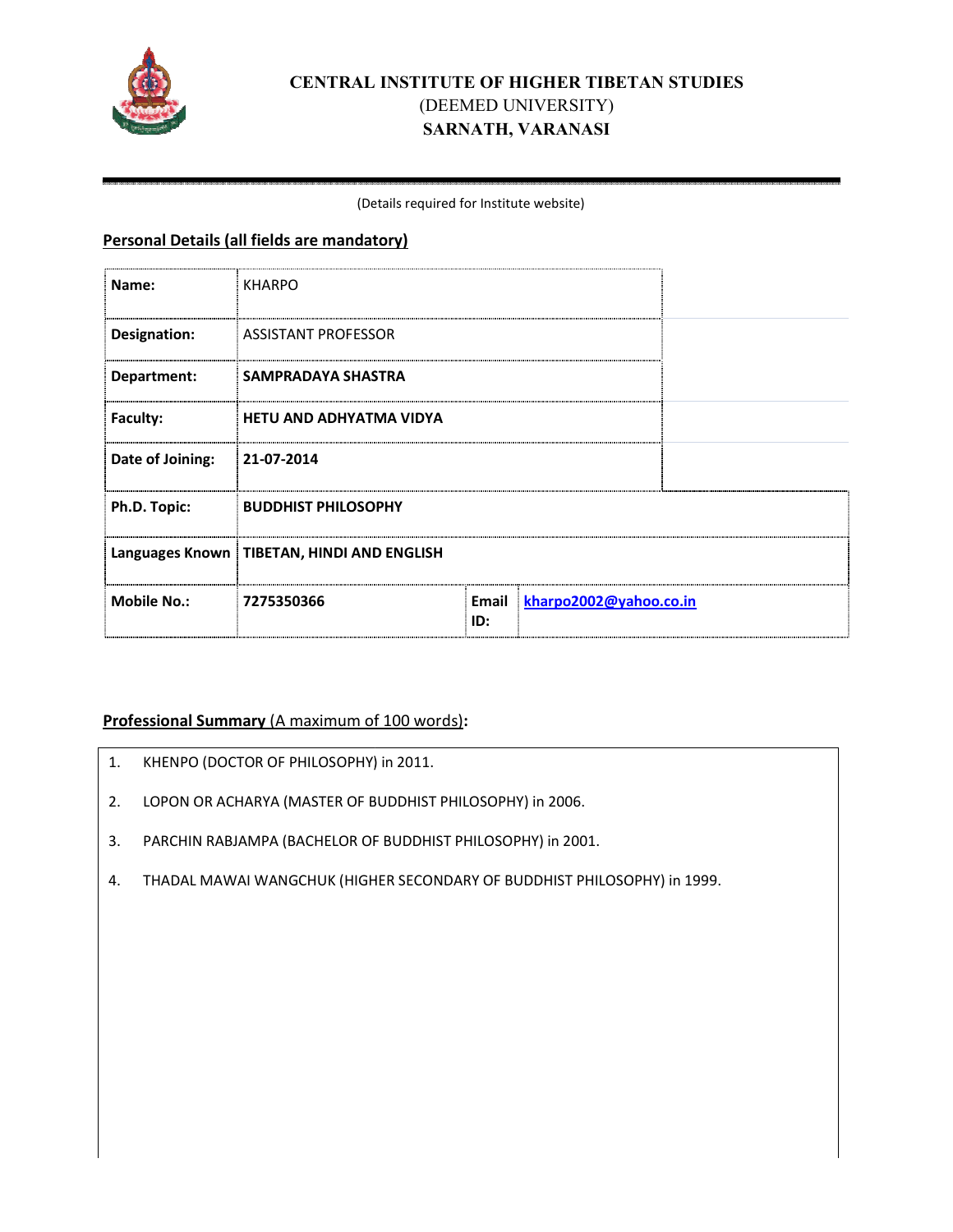# CENTRAL INSTITUTE OF HIGHER TIBETAN STUDIES
(DEEMED UNIVERSITY)
**SARNATH, VARANASI**

(Details required for Institute website)

## Personal Details (all fields are mandatory)

| | | | |
|---|---|---|---|
| **Name:** | KHARPO | | |
| **Designation:** | ASSISTANT PROFESSOR | | |
| **Department:** | **SAMPRADAYA SHASTRA** | | |
| **Faculty:** | **HETU AND ADHYATMA VIDYA** | | |
| **Date of Joining:** | **21-07-2014** | | |
| **Ph.D. Topic:** | **BUDDHIST PHILOSOPHY** | | |
| **Languages Known** | **TIBETAN, HINDI AND ENGLISH** | | |
| **Mobile No.:** | **7275350366** | **Email ID:** | kharpo2002@yahoo.co.in |

## Professional Summary (A maximum of 100 words):

1. KHENPO (DOCTOR OF PHILOSOPHY) in 2011.
2. LOPON OR ACHARYA (MASTER OF BUDDHIST PHILOSOPHY) in 2006.
3. PARCHIN RABJAMPA (BACHELOR OF BUDDHIST PHILOSOPHY) in 2001.
4. THADAL MAWAI WANGCHUK (HIGHER SECONDARY OF BUDDHIST PHILOSOPHY) in 1999.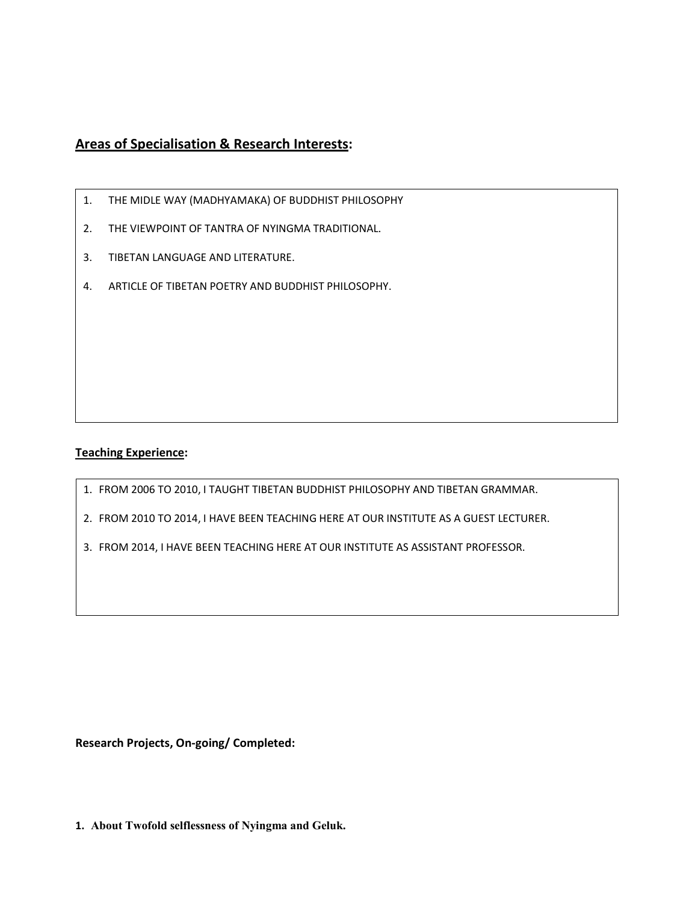## Areas of Specialisation & Research Interests:

1. THE MIDLE WAY (MADHYAMAKA) OF BUDDHIST PHILOSOPHY
2. THE VIEWPOINT OF TANTRA OF NYINGMA TRADITIONAL.
3. TIBETAN LANGUAGE AND LITERATURE.
4. ARTICLE OF TIBETAN POETRY AND BUDDHIST PHILOSOPHY.

**Teaching Experience:**

1. FROM 2006 TO 2010, I TAUGHT TIBETAN BUDDHIST PHILOSOPHY AND TIBETAN GRAMMAR.
2. FROM 2010 TO 2014, I HAVE BEEN TEACHING HERE AT OUR INSTITUTE AS A GUEST LECTURER.
3. FROM 2014, I HAVE BEEN TEACHING HERE AT OUR INSTITUTE AS ASSISTANT PROFESSOR.

**Research Projects, On-going/ Completed:**

1. **About Twofold selflessness of Nyingma and Geluk.**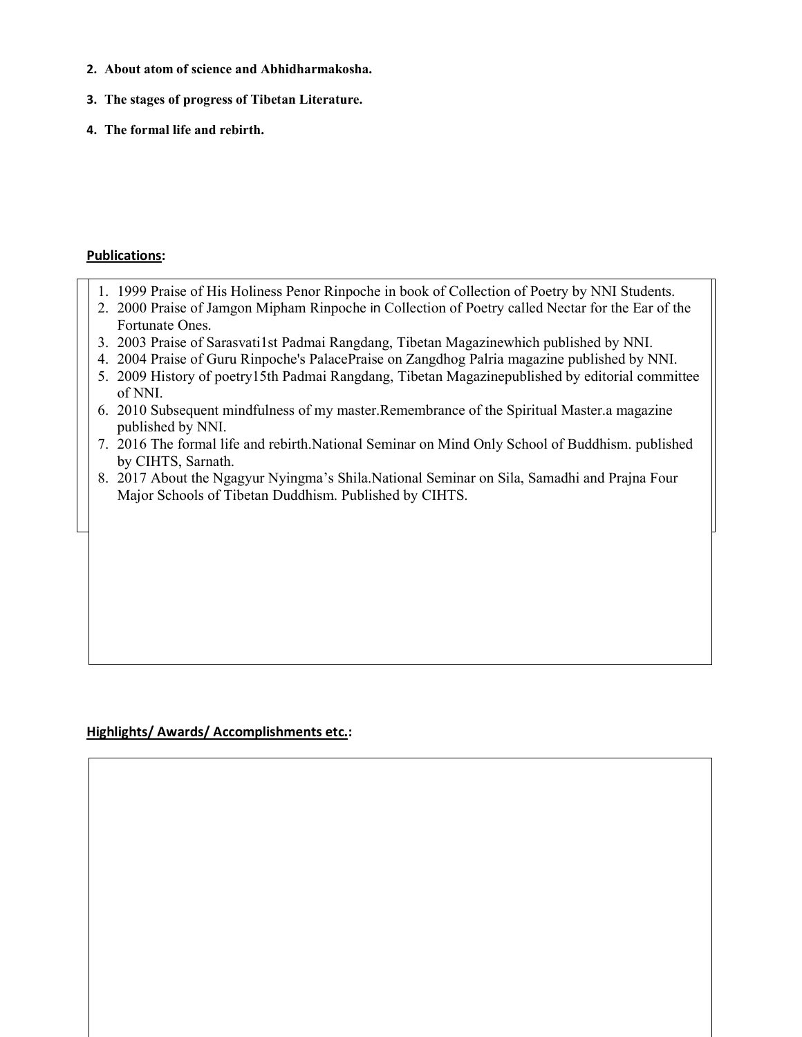2. **About atom of science and Abhidharmakosha.**
3. **The stages of progress of Tibetan Literature.**
4. **The formal life and rebirth.**

**Publications:**

1. 1999 Praise of His Holiness Penor Rinpoche in book of Collection of Poetry by NNI Students.
2. 2000 Praise of Jamgon Mipham Rinpoche in Collection of Poetry called Nectar for the Ear of the Fortunate Ones.
3. 2003 Praise of Sarasvati1st Padmai Rangdang, Tibetan Magazinewhich published by NNI.
4. 2004 Praise of Guru Rinpoche's PalacePraise on Zangdhog Palria magazine published by NNI.
5. 2009 History of poetry15th Padmai Rangdang, Tibetan Magazinepublished by editorial committee of NNI.
6. 2010 Subsequent mindfulness of my master.Remembrance of the Spiritual Master.a magazine published by NNI.
7. 2016 The formal life and rebirth.National Seminar on Mind Only School of Buddhism. published by CIHTS, Sarnath.
8. 2017 About the Ngagyur Nyingma's Shila.National Seminar on Sila, Samadhi and Prajna Four Major Schools of Tibetan Duddhism. Published by CIHTS.

**Highlights/ Awards/ Accomplishments etc.:**